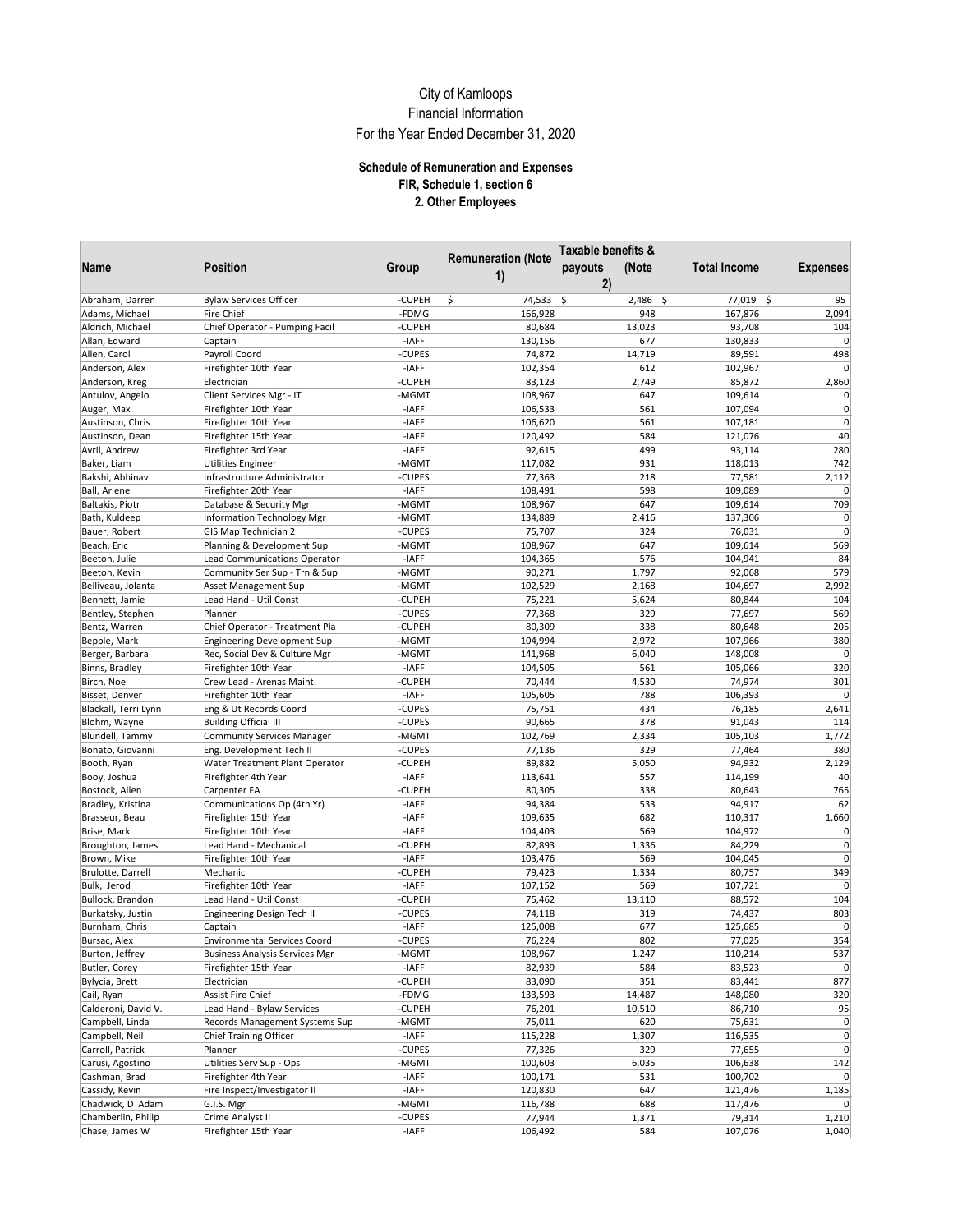# City of Kamloops
## Financial Information
## For the Year Ended December 31, 2020

### Schedule of Remuneration and Expenses
### FIR, Schedule 1, section 6
### 2. Other Employees

| Name | Position | Group | Remuneration (Note 1) | Taxable benefits & payouts (Note 2) | Total Income | Expenses |
|---|---|---|---|---|---|---|
| Abraham, Darren | Bylaw Services Officer | -CUPEH | $ 74,533 | $ 2,486 | $ 77,019 | $ 95 |
| Adams, Michael | Fire Chief | -FDMG | 166,928 | 948 | 167,876 | 2,094 |
| Aldrich, Michael | Chief Operator - Pumping Facil | -CUPEH | 80,684 | 13,023 | 93,708 | 104 |
| Allan, Edward | Captain | -IAFF | 130,156 | 677 | 130,833 | 0 |
| Allen, Carol | Payroll Coord | -CUPES | 74,872 | 14,719 | 89,591 | 498 |
| Anderson, Alex | Firefighter 10th Year | -IAFF | 102,354 | 612 | 102,967 | 0 |
| Anderson, Kreg | Electrician | -CUPEH | 83,123 | 2,749 | 85,872 | 2,860 |
| Antulov, Angelo | Client Services Mgr - IT | -MGMT | 108,967 | 647 | 109,614 | 0 |
| Auger, Max | Firefighter 10th Year | -IAFF | 106,533 | 561 | 107,094 | 0 |
| Austinson, Chris | Firefighter 10th Year | -IAFF | 106,620 | 561 | 107,181 | 0 |
| Austinson, Dean | Firefighter 15th Year | -IAFF | 120,492 | 584 | 121,076 | 40 |
| Avril, Andrew | Firefighter 3rd Year | -IAFF | 92,615 | 499 | 93,114 | 280 |
| Baker, Liam | Utilities Engineer | -MGMT | 117,082 | 931 | 118,013 | 742 |
| Bakshi, Abhinav | Infrastructure Administrator | -CUPES | 77,363 | 218 | 77,581 | 2,112 |
| Ball, Arlene | Firefighter 20th Year | -IAFF | 108,491 | 598 | 109,089 | 0 |
| Baltakis, Piotr | Database & Security Mgr | -MGMT | 108,967 | 647 | 109,614 | 709 |
| Bath, Kuldeep | Information Technology Mgr | -MGMT | 134,889 | 2,416 | 137,306 | 0 |
| Bauer, Robert | GIS Map Technician 2 | -CUPES | 75,707 | 324 | 76,031 | 0 |
| Beach, Eric | Planning & Development Sup | -MGMT | 108,967 | 647 | 109,614 | 569 |
| Beeton, Julie | Lead Communications Operator | -IAFF | 104,365 | 576 | 104,941 | 84 |
| Beeton, Kevin | Community Ser Sup - Trn & Sup | -MGMT | 90,271 | 1,797 | 92,068 | 579 |
| Belliveau, Jolanta | Asset Management Sup | -MGMT | 102,529 | 2,168 | 104,697 | 2,992 |
| Bennett, Jamie | Lead Hand - Util Const | -CUPEH | 75,221 | 5,624 | 80,844 | 104 |
| Bentley, Stephen | Planner | -CUPES | 77,368 | 329 | 77,697 | 569 |
| Bentz, Warren | Chief Operator - Treatment Pla | -CUPEH | 80,309 | 338 | 80,648 | 205 |
| Bepple, Mark | Engineering Development Sup | -MGMT | 104,994 | 2,972 | 107,966 | 380 |
| Berger, Barbara | Rec, Social Dev & Culture Mgr | -MGMT | 141,968 | 6,040 | 148,008 | 0 |
| Binns, Bradley | Firefighter 10th Year | -IAFF | 104,505 | 561 | 105,066 | 320 |
| Birch, Noel | Crew Lead - Arenas Maint. | -CUPEH | 70,444 | 4,530 | 74,974 | 301 |
| Bisset, Denver | Firefighter 10th Year | -IAFF | 105,605 | 788 | 106,393 | 0 |
| Blackall, Terri Lynn | Eng & Ut Records Coord | -CUPES | 75,751 | 434 | 76,185 | 2,641 |
| Blohm, Wayne | Building Official III | -CUPES | 90,665 | 378 | 91,043 | 114 |
| Blundell, Tammy | Community Services Manager | -MGMT | 102,769 | 2,334 | 105,103 | 1,772 |
| Bonato, Giovanni | Eng. Development Tech II | -CUPES | 77,136 | 329 | 77,464 | 380 |
| Booth, Ryan | Water Treatment Plant Operator | -CUPEH | 89,882 | 5,050 | 94,932 | 2,129 |
| Booy, Joshua | Firefighter 4th Year | -IAFF | 113,641 | 557 | 114,199 | 40 |
| Bostock, Allen | Carpenter FA | -CUPEH | 80,305 | 338 | 80,643 | 765 |
| Bradley, Kristina | Communications Op (4th Yr) | -IAFF | 94,384 | 533 | 94,917 | 62 |
| Brasseur, Beau | Firefighter 15th Year | -IAFF | 109,635 | 682 | 110,317 | 1,660 |
| Brise, Mark | Firefighter 10th Year | -IAFF | 104,403 | 569 | 104,972 | 0 |
| Broughton, James | Lead Hand - Mechanical | -CUPEH | 82,893 | 1,336 | 84,229 | 0 |
| Brown, Mike | Firefighter 10th Year | -IAFF | 103,476 | 569 | 104,045 | 0 |
| Brulotte, Darrell | Mechanic | -CUPEH | 79,423 | 1,334 | 80,757 | 349 |
| Bulk, Jerod | Firefighter 10th Year | -IAFF | 107,152 | 569 | 107,721 | 0 |
| Bullock, Brandon | Lead Hand - Util Const | -CUPEH | 75,462 | 13,110 | 88,572 | 104 |
| Burkatsky, Justin | Engineering Design Tech II | -CUPES | 74,118 | 319 | 74,437 | 803 |
| Burnham, Chris | Captain | -IAFF | 125,008 | 677 | 125,685 | 0 |
| Bursac, Alex | Environmental Services Coord | -CUPES | 76,224 | 802 | 77,025 | 354 |
| Burton, Jeffrey | Business Analysis Services Mgr | -MGMT | 108,967 | 1,247 | 110,214 | 537 |
| Butler, Corey | Firefighter 15th Year | -IAFF | 82,939 | 584 | 83,523 | 0 |
| Bylycia, Brett | Electrician | -CUPEH | 83,090 | 351 | 83,441 | 877 |
| Cail, Ryan | Assist Fire Chief | -FDMG | 133,593 | 14,487 | 148,080 | 320 |
| Calderoni, David V. | Lead Hand - Bylaw Services | -CUPEH | 76,201 | 10,510 | 86,710 | 95 |
| Campbell, Linda | Records Management Systems Sup | -MGMT | 75,011 | 620 | 75,631 | 0 |
| Campbell, Neil | Chief Training Officer | -IAFF | 115,228 | 1,307 | 116,535 | 0 |
| Carroll, Patrick | Planner | -CUPES | 77,326 | 329 | 77,655 | 0 |
| Carusi, Agostino | Utilities Serv Sup - Ops | -MGMT | 100,603 | 6,035 | 106,638 | 142 |
| Cashman, Brad | Firefighter 4th Year | -IAFF | 100,171 | 531 | 100,702 | 0 |
| Cassidy, Kevin | Fire Inspect/Investigator II | -IAFF | 120,830 | 647 | 121,476 | 1,185 |
| Chadwick, D Adam | G.I.S. Mgr | -MGMT | 116,788 | 688 | 117,476 | 0 |
| Chamberlin, Philip | Crime Analyst II | -CUPES | 77,944 | 1,371 | 79,314 | 1,210 |
| Chase, James W | Firefighter 15th Year | -IAFF | 106,492 | 584 | 107,076 | 1,040 |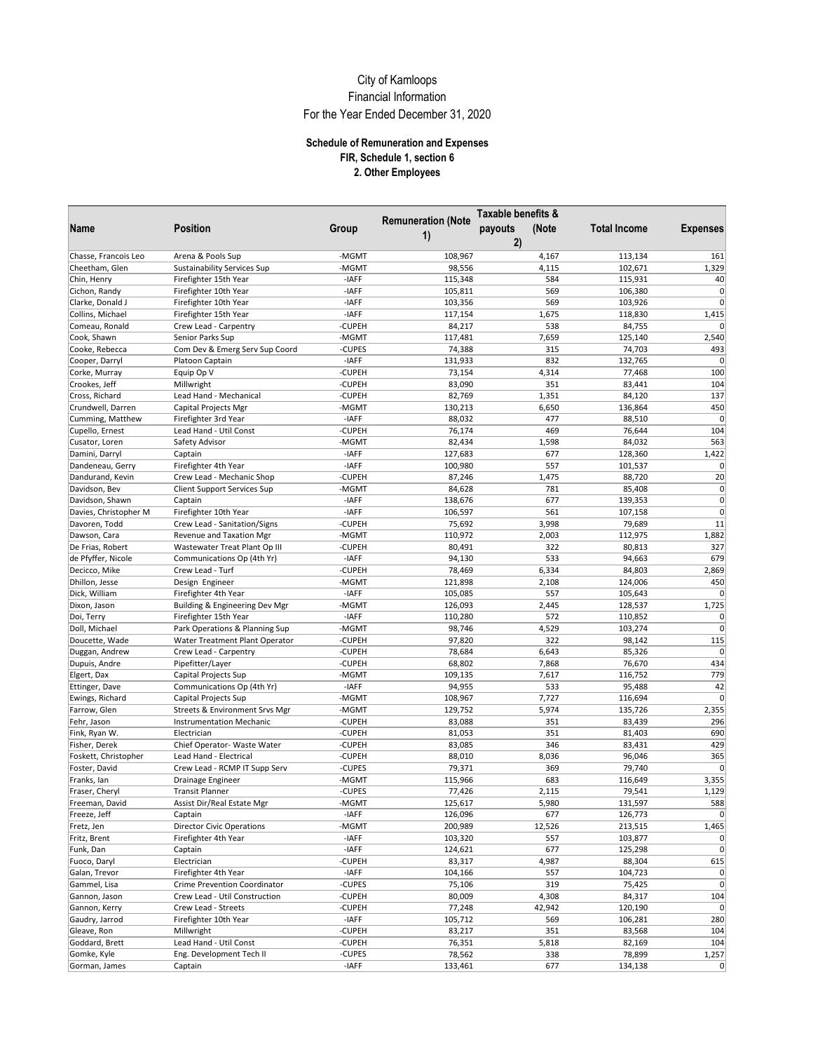# City of Kamloops
## Financial Information
## For the Year Ended December 31, 2020

### Schedule of Remuneration and Expenses
### FIR, Schedule 1, section 6
### 2. Other Employees

| Name | Position | Group | Remuneration (Note 1) | Taxable benefits & payouts (Note 2) | Total Income | Expenses |
|---|---|---|---|---|---|---|
| Chasse, Francois Leo | Arena & Pools Sup | -MGMT | 108,967 | 4,167 | 113,134 | 161 |
| Cheetham, Glen | Sustainability Services Sup | -MGMT | 98,556 | 4,115 | 102,671 | 1,329 |
| Chin, Henry | Firefighter 15th Year | -IAFF | 115,348 | 584 | 115,931 | 40 |
| Cichon, Randy | Firefighter 10th Year | -IAFF | 105,811 | 569 | 106,380 | 0 |
| Clarke, Donald J | Firefighter 10th Year | -IAFF | 103,356 | 569 | 103,926 | 0 |
| Collins, Michael | Firefighter 15th Year | -IAFF | 117,154 | 1,675 | 118,830 | 1,415 |
| Comeau, Ronald | Crew Lead - Carpentry | -CUPEH | 84,217 | 538 | 84,755 | 0 |
| Cook, Shawn | Senior Parks Sup | -MGMT | 117,481 | 7,659 | 125,140 | 2,540 |
| Cooke, Rebecca | Com Dev & Emerg Serv Sup Coord | -CUPES | 74,388 | 315 | 74,703 | 493 |
| Cooper, Darryl | Platoon Captain | -IAFF | 131,933 | 832 | 132,765 | 0 |
| Corke, Murray | Equip Op V | -CUPEH | 73,154 | 4,314 | 77,468 | 100 |
| Crookes, Jeff | Millwright | -CUPEH | 83,090 | 351 | 83,441 | 104 |
| Cross, Richard | Lead Hand - Mechanical | -CUPEH | 82,769 | 1,351 | 84,120 | 137 |
| Crundwell, Darren | Capital Projects Mgr | -MGMT | 130,213 | 6,650 | 136,864 | 450 |
| Cumming, Matthew | Firefighter 3rd Year | -IAFF | 88,032 | 477 | 88,510 | 0 |
| Cupello, Ernest | Lead Hand - Util Const | -CUPEH | 76,174 | 469 | 76,644 | 104 |
| Cusator, Loren | Safety Advisor | -MGMT | 82,434 | 1,598 | 84,032 | 563 |
| Damini, Darryl | Captain | -IAFF | 127,683 | 677 | 128,360 | 1,422 |
| Dandeneau, Gerry | Firefighter 4th Year | -IAFF | 100,980 | 557 | 101,537 | 0 |
| Dandurand, Kevin | Crew Lead - Mechanic Shop | -CUPEH | 87,246 | 1,475 | 88,720 | 20 |
| Davidson, Bev | Client Support Services Sup | -MGMT | 84,628 | 781 | 85,408 | 0 |
| Davidson, Shawn | Captain | -IAFF | 138,676 | 677 | 139,353 | 0 |
| Davies, Christopher M | Firefighter 10th Year | -IAFF | 106,597 | 561 | 107,158 | 0 |
| Davoren, Todd | Crew Lead - Sanitation/Signs | -CUPEH | 75,692 | 3,998 | 79,689 | 11 |
| Dawson, Cara | Revenue and Taxation Mgr | -MGMT | 110,972 | 2,003 | 112,975 | 1,882 |
| De Frias, Robert | Wastewater Treat Plant Op III | -CUPEH | 80,491 | 322 | 80,813 | 327 |
| de Pfyffer, Nicole | Communications Op (4th Yr) | -IAFF | 94,130 | 533 | 94,663 | 679 |
| Decicco, Mike | Crew Lead - Turf | -CUPEH | 78,469 | 6,334 | 84,803 | 2,869 |
| Dhillon, Jesse | Design Engineer | -MGMT | 121,898 | 2,108 | 124,006 | 450 |
| Dick, William | Firefighter 4th Year | -IAFF | 105,085 | 557 | 105,643 | 0 |
| Dixon, Jason | Building & Engineering Dev Mgr | -MGMT | 126,093 | 2,445 | 128,537 | 1,725 |
| Doi, Terry | Firefighter 15th Year | -IAFF | 110,280 | 572 | 110,852 | 0 |
| Doll, Michael | Park Operations & Planning Sup | -MGMT | 98,746 | 4,529 | 103,274 | 0 |
| Doucette, Wade | Water Treatment Plant Operator | -CUPEH | 97,820 | 322 | 98,142 | 115 |
| Duggan, Andrew | Crew Lead - Carpentry | -CUPEH | 78,684 | 6,643 | 85,326 | 0 |
| Dupuis, Andre | Pipefitter/Layer | -CUPEH | 68,802 | 7,868 | 76,670 | 434 |
| Elgert, Dax | Capital Projects Sup | -MGMT | 109,135 | 7,617 | 116,752 | 779 |
| Ettinger, Dave | Communications Op (4th Yr) | -IAFF | 94,955 | 533 | 95,488 | 42 |
| Ewings, Richard | Capital Projects Sup | -MGMT | 108,967 | 7,727 | 116,694 | 0 |
| Farrow, Glen | Streets & Environment Srvs Mgr | -MGMT | 129,752 | 5,974 | 135,726 | 2,355 |
| Fehr, Jason | Instrumentation Mechanic | -CUPEH | 83,088 | 351 | 83,439 | 296 |
| Fink, Ryan W. | Electrician | -CUPEH | 81,053 | 351 | 81,403 | 690 |
| Fisher, Derek | Chief Operator- Waste Water | -CUPEH | 83,085 | 346 | 83,431 | 429 |
| Foskett, Christopher | Lead Hand - Electrical | -CUPEH | 88,010 | 8,036 | 96,046 | 365 |
| Foster, David | Crew Lead - RCMP IT Supp Serv | -CUPES | 79,371 | 369 | 79,740 | 0 |
| Franks, Ian | Drainage Engineer | -MGMT | 115,966 | 683 | 116,649 | 3,355 |
| Fraser, Cheryl | Transit Planner | -CUPES | 77,426 | 2,115 | 79,541 | 1,129 |
| Freeman, David | Assist Dir/Real Estate Mgr | -MGMT | 125,617 | 5,980 | 131,597 | 588 |
| Freeze, Jeff | Captain | -IAFF | 126,096 | 677 | 126,773 | 0 |
| Fretz, Jen | Director Civic Operations | -MGMT | 200,989 | 12,526 | 213,515 | 1,465 |
| Fritz, Brent | Firefighter 4th Year | -IAFF | 103,320 | 557 | 103,877 | 0 |
| Funk, Dan | Captain | -IAFF | 124,621 | 677 | 125,298 | 0 |
| Fuoco, Daryl | Electrician | -CUPEH | 83,317 | 4,987 | 88,304 | 615 |
| Galan, Trevor | Firefighter 4th Year | -IAFF | 104,166 | 557 | 104,723 | 0 |
| Gammel, Lisa | Crime Prevention Coordinator | -CUPES | 75,106 | 319 | 75,425 | 0 |
| Gannon, Jason | Crew Lead - Util Construction | -CUPEH | 80,009 | 4,308 | 84,317 | 104 |
| Gannon, Kerry | Crew Lead - Streets | -CUPEH | 77,248 | 42,942 | 120,190 | 0 |
| Gaudry, Jarrod | Firefighter 10th Year | -IAFF | 105,712 | 569 | 106,281 | 280 |
| Gleave, Ron | Millwright | -CUPEH | 83,217 | 351 | 83,568 | 104 |
| Goddard, Brett | Lead Hand - Util Const | -CUPEH | 76,351 | 5,818 | 82,169 | 104 |
| Gomke, Kyle | Eng. Development Tech II | -CUPES | 78,562 | 338 | 78,899 | 1,257 |
| Gorman, James | Captain | -IAFF | 133,461 | 677 | 134,138 | 0 |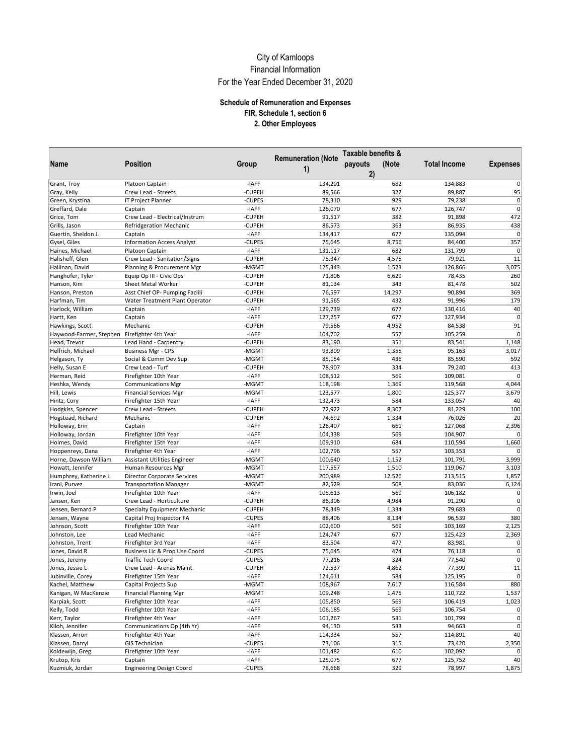City of Kamloops

Financial Information

For the Year Ended December 31, 2020

**Schedule of Remuneration and Expenses**

**FIR, Schedule 1, section 6**

**2. Other Employees**

| Name | Position | Group | Remuneration (Note 1) | Taxable benefits & payouts (Note 2) | Total Income | Expenses |
|---|---|---|---|---|---|---|
| Grant, Troy | Platoon Captain | -IAFF | 134,201 | 682 | 134,883 | 0 |
| Gray, Kelly | Crew Lead - Streets | -CUPEH | 89,566 | 322 | 89,887 | 95 |
| Green, Krystina | IT Project Planner | -CUPES | 78,310 | 929 | 79,238 | 0 |
| Greffard, Dale | Captain | -IAFF | 126,070 | 677 | 126,747 | 0 |
| Grice, Tom | Crew Lead - Electrical/Instrum | -CUPEH | 91,517 | 382 | 91,898 | 472 |
| Grills, Jason | Refridgeration Mechanic | -CUPEH | 86,573 | 363 | 86,935 | 438 |
| Guertin, Sheldon J. | Captain | -IAFF | 134,417 | 677 | 135,094 | 0 |
| Gysel, Giles | Information Access Analyst | -CUPES | 75,645 | 8,756 | 84,400 | 357 |
| Haines, Michael | Platoon Captain | -IAFF | 131,117 | 682 | 131,799 | 0 |
| Halisheff, Glen | Crew Lead - Sanitation/Signs | -CUPEH | 75,347 | 4,575 | 79,921 | 11 |
| Hallinan, David | Planning & Procurement Mgr | -MGMT | 125,343 | 1,523 | 126,866 | 3,075 |
| Hanghofer, Tyler | Equip Op III - Civic Ops | -CUPEH | 71,806 | 6,629 | 78,435 | 260 |
| Hanson, Kim | Sheet Metal Worker | -CUPEH | 81,134 | 343 | 81,478 | 502 |
| Hanson, Preston | Asst Chief OP- Pumping Faciili | -CUPEH | 76,597 | 14,297 | 90,894 | 369 |
| Harfman, Tim | Water Treatment Plant Operator | -CUPEH | 91,565 | 432 | 91,996 | 179 |
| Harlock, William | Captain | -IAFF | 129,739 | 677 | 130,416 | 40 |
| Hartt, Ken | Captain | -IAFF | 127,257 | 677 | 127,934 | 0 |
| Hawkings, Scott | Mechanic | -CUPEH | 79,586 | 4,952 | 84,538 | 91 |
| Haywood-Farmer, Stephen | Firefighter 4th Year | -IAFF | 104,702 | 557 | 105,259 | 0 |
| Head, Trevor | Lead Hand - Carpentry | -CUPEH | 83,190 | 351 | 83,541 | 1,148 |
| Helfrich, Michael | Business Mgr - CPS | -MGMT | 93,809 | 1,355 | 95,163 | 3,017 |
| Helgason, Ty | Social & Comm Dev Sup | -MGMT | 85,154 | 436 | 85,590 | 592 |
| Helly, Susan E | Crew Lead - Turf | -CUPEH | 78,907 | 334 | 79,240 | 413 |
| Herman, Reid | Firefighter 10th Year | -IAFF | 108,512 | 569 | 109,081 | 0 |
| Heshka, Wendy | Communications Mgr | -MGMT | 118,198 | 1,369 | 119,568 | 4,044 |
| Hill, Lewis | Financial Services Mgr | -MGMT | 123,577 | 1,800 | 125,377 | 3,679 |
| Hintz, Cory | Firefighter 15th Year | -IAFF | 132,473 | 584 | 133,057 | 40 |
| Hodgkiss, Spencer | Crew Lead - Streets | -CUPEH | 72,922 | 8,307 | 81,229 | 100 |
| Hogstead, Richard | Mechanic | -CUPEH | 74,692 | 1,334 | 76,026 | 20 |
| Holloway, Erin | Captain | -IAFF | 126,407 | 661 | 127,068 | 2,396 |
| Holloway, Jordan | Firefighter 10th Year | -IAFF | 104,338 | 569 | 104,907 | 0 |
| Holmes, David | Firefighter 15th Year | -IAFF | 109,910 | 684 | 110,594 | 1,660 |
| Hoppenreys, Dana | Firefighter 4th Year | -IAFF | 102,796 | 557 | 103,353 | 0 |
| Horne, Dawson William | Assistant Utilities Engineer | -MGMT | 100,640 | 1,152 | 101,791 | 3,999 |
| Howatt, Jennifer | Human Resources Mgr | -MGMT | 117,557 | 1,510 | 119,067 | 3,103 |
| Humphrey, Katherine L. | Director Corporate Services | -MGMT | 200,989 | 12,526 | 213,515 | 1,857 |
| Irani, Purvez | Transportation Manager | -MGMT | 82,529 | 508 | 83,036 | 6,124 |
| Irwin, Joel | Firefighter 10th Year | -IAFF | 105,613 | 569 | 106,182 | 0 |
| Jansen, Ken | Crew Lead - Horticulture | -CUPEH | 86,306 | 4,984 | 91,290 | 0 |
| Jensen, Bernard P | Specialty Equipment Mechanic | -CUPEH | 78,349 | 1,334 | 79,683 | 0 |
| Jensen, Wayne | Capital Proj Inspector FA | -CUPES | 88,406 | 8,134 | 96,539 | 380 |
| Johnson, Scott | Firefighter 10th Year | -IAFF | 102,600 | 569 | 103,169 | 2,125 |
| Johnston, Lee | Lead Mechanic | -IAFF | 124,747 | 677 | 125,423 | 2,369 |
| Johnston, Trent | Firefighter 3rd Year | -IAFF | 83,504 | 477 | 83,981 | 0 |
| Jones, David R | Business Lic & Prop Use Coord | -CUPES | 75,645 | 474 | 76,118 | 0 |
| Jones, Jeremy | Traffic Tech Coord | -CUPES | 77,216 | 324 | 77,540 | 0 |
| Jones, Jessie L | Crew Lead - Arenas Maint. | -CUPEH | 72,537 | 4,862 | 77,399 | 11 |
| Jubinville, Corey | Firefighter 15th Year | -IAFF | 124,611 | 584 | 125,195 | 0 |
| Kachel, Matthew | Capital Projects Sup | -MGMT | 108,967 | 7,617 | 116,584 | 880 |
| Kanigan, W MacKenzie | Financial Planning Mgr | -MGMT | 109,248 | 1,475 | 110,722 | 1,537 |
| Karpiak, Scott | Firefighter 10th Year | -IAFF | 105,850 | 569 | 106,419 | 1,023 |
| Kelly, Todd | Firefighter 10th Year | -IAFF | 106,185 | 569 | 106,754 | 0 |
| Kerr, Taylor | Firefighter 4th Year | -IAFF | 101,267 | 531 | 101,799 | 0 |
| Kiloh, Jennifer | Communications Op (4th Yr) | -IAFF | 94,130 | 533 | 94,663 | 0 |
| Klassen, Arron | Firefighter 4th Year | -IAFF | 114,334 | 557 | 114,891 | 40 |
| Klassen, Darryl | GIS Technician | -CUPES | 73,106 | 315 | 73,420 | 2,350 |
| Koldewijn, Greg | Firefighter 10th Year | -IAFF | 101,482 | 610 | 102,092 | 0 |
| Krutop, Kris | Captain | -IAFF | 125,075 | 677 | 125,752 | 40 |
| Kuzmiuk, Jordan | Engineering Design Coord | -CUPES | 78,668 | 329 | 78,997 | 1,875 |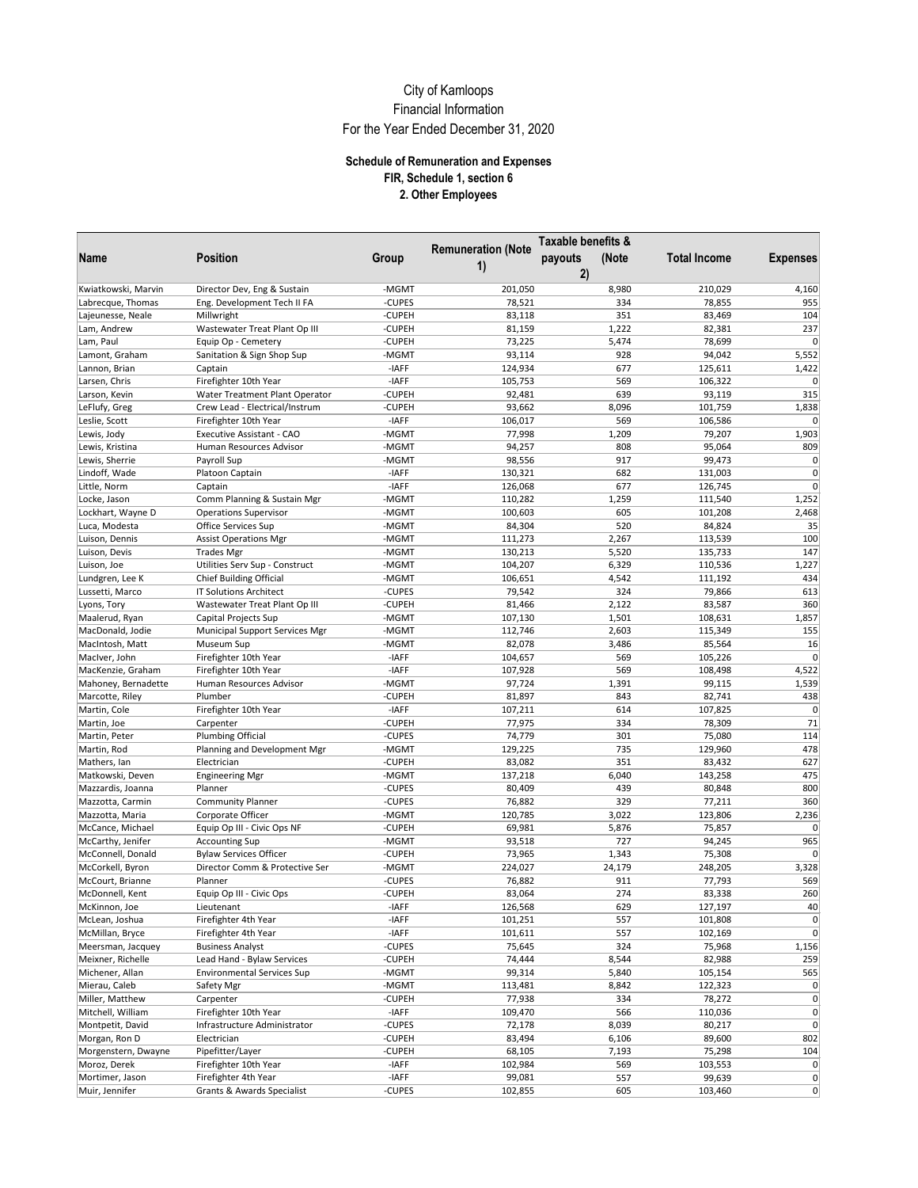# City of Kamloops
## Financial Information
## For the Year Ended December 31, 2020

### Schedule of Remuneration and Expenses
### FIR, Schedule 1, section 6
### 2. Other Employees

| Name | Position | Group | Remuneration (Note 1) | Taxable benefits & payouts (Note 2) | Total Income | Expenses |
|---|---|---|---|---|---|---|
| Kwiatkowski, Marvin | Director Dev, Eng & Sustain | -MGMT | 201,050 | 8,980 | 210,029 | 4,160 |
| Labrecque, Thomas | Eng. Development Tech II FA | -CUPES | 78,521 | 334 | 78,855 | 955 |
| Lajeunesse, Neale | Millwright | -CUPEH | 83,118 | 351 | 83,469 | 104 |
| Lam, Andrew | Wastewater Treat Plant Op III | -CUPEH | 81,159 | 1,222 | 82,381 | 237 |
| Lam, Paul | Equip Op - Cemetery | -CUPEH | 73,225 | 5,474 | 78,699 | 0 |
| Lamont, Graham | Sanitation & Sign Shop Sup | -MGMT | 93,114 | 928 | 94,042 | 5,552 |
| Lannon, Brian | Captain | -IAFF | 124,934 | 677 | 125,611 | 1,422 |
| Larsen, Chris | Firefighter 10th Year | -IAFF | 105,753 | 569 | 106,322 | 0 |
| Larson, Kevin | Water Treatment Plant Operator | -CUPEH | 92,481 | 639 | 93,119 | 315 |
| LeFlufy, Greg | Crew Lead - Electrical/Instrum | -CUPEH | 93,662 | 8,096 | 101,759 | 1,838 |
| Leslie, Scott | Firefighter 10th Year | -IAFF | 106,017 | 569 | 106,586 | 0 |
| Lewis, Jody | Executive Assistant - CAO | -MGMT | 77,998 | 1,209 | 79,207 | 1,903 |
| Lewis, Kristina | Human Resources Advisor | -MGMT | 94,257 | 808 | 95,064 | 809 |
| Lewis, Sherrie | Payroll Sup | -MGMT | 98,556 | 917 | 99,473 | 0 |
| Lindoff, Wade | Platoon Captain | -IAFF | 130,321 | 682 | 131,003 | 0 |
| Little, Norm | Captain | -IAFF | 126,068 | 677 | 126,745 | 0 |
| Locke, Jason | Comm Planning & Sustain Mgr | -MGMT | 110,282 | 1,259 | 111,540 | 1,252 |
| Lockhart, Wayne D | Operations Supervisor | -MGMT | 100,603 | 605 | 101,208 | 2,468 |
| Luca, Modesta | Office Services Sup | -MGMT | 84,304 | 520 | 84,824 | 35 |
| Luison, Dennis | Assist Operations Mgr | -MGMT | 111,273 | 2,267 | 113,539 | 100 |
| Luison, Devis | Trades Mgr | -MGMT | 130,213 | 5,520 | 135,733 | 147 |
| Luison, Joe | Utilities Serv Sup - Construct | -MGMT | 104,207 | 6,329 | 110,536 | 1,227 |
| Lundgren, Lee K | Chief Building Official | -MGMT | 106,651 | 4,542 | 111,192 | 434 |
| Lussetti, Marco | IT Solutions Architect | -CUPES | 79,542 | 324 | 79,866 | 613 |
| Lyons, Tory | Wastewater Treat Plant Op III | -CUPEH | 81,466 | 2,122 | 83,587 | 360 |
| Maalerud, Ryan | Capital Projects Sup | -MGMT | 107,130 | 1,501 | 108,631 | 1,857 |
| MacDonald, Jodie | Municipal Support Services Mgr | -MGMT | 112,746 | 2,603 | 115,349 | 155 |
| MacIntosh, Matt | Museum Sup | -MGMT | 82,078 | 3,486 | 85,564 | 16 |
| MacIver, John | Firefighter 10th Year | -IAFF | 104,657 | 569 | 105,226 | 0 |
| MacKenzie, Graham | Firefighter 10th Year | -IAFF | 107,928 | 569 | 108,498 | 4,522 |
| Mahoney, Bernadette | Human Resources Advisor | -MGMT | 97,724 | 1,391 | 99,115 | 1,539 |
| Marcotte, Riley | Plumber | -CUPEH | 81,897 | 843 | 82,741 | 438 |
| Martin, Cole | Firefighter 10th Year | -IAFF | 107,211 | 614 | 107,825 | 0 |
| Martin, Joe | Carpenter | -CUPEH | 77,975 | 334 | 78,309 | 71 |
| Martin, Peter | Plumbing Official | -CUPES | 74,779 | 301 | 75,080 | 114 |
| Martin, Rod | Planning and Development Mgr | -MGMT | 129,225 | 735 | 129,960 | 478 |
| Mathers, Ian | Electrician | -CUPEH | 83,082 | 351 | 83,432 | 627 |
| Matkowski, Deven | Engineering Mgr | -MGMT | 137,218 | 6,040 | 143,258 | 475 |
| Mazzardis, Joanna | Planner | -CUPES | 80,409 | 439 | 80,848 | 800 |
| Mazzotta, Carmin | Community Planner | -CUPES | 76,882 | 329 | 77,211 | 360 |
| Mazzotta, Maria | Corporate Officer | -MGMT | 120,785 | 3,022 | 123,806 | 2,236 |
| McCance, Michael | Equip Op III - Civic Ops NF | -CUPEH | 69,981 | 5,876 | 75,857 | 0 |
| McCarthy, Jenifer | Accounting Sup | -MGMT | 93,518 | 727 | 94,245 | 965 |
| McConnell, Donald | Bylaw Services Officer | -CUPEH | 73,965 | 1,343 | 75,308 | 0 |
| McCorkell, Byron | Director Comm & Protective Ser | -MGMT | 224,027 | 24,179 | 248,205 | 3,328 |
| McCourt, Brianne | Planner | -CUPES | 76,882 | 911 | 77,793 | 569 |
| McDonnell, Kent | Equip Op III - Civic Ops | -CUPEH | 83,064 | 274 | 83,338 | 260 |
| McKinnon, Joe | Lieutenant | -IAFF | 126,568 | 629 | 127,197 | 40 |
| McLean, Joshua | Firefighter 4th Year | -IAFF | 101,251 | 557 | 101,808 | 0 |
| McMillan, Bryce | Firefighter 4th Year | -IAFF | 101,611 | 557 | 102,169 | 0 |
| Meersman, Jacquey | Business Analyst | -CUPES | 75,645 | 324 | 75,968 | 1,156 |
| Meixner, Richelle | Lead Hand - Bylaw Services | -CUPEH | 74,444 | 8,544 | 82,988 | 259 |
| Michener, Allan | Environmental Services Sup | -MGMT | 99,314 | 5,840 | 105,154 | 565 |
| Mierau, Caleb | Safety Mgr | -MGMT | 113,481 | 8,842 | 122,323 | 0 |
| Miller, Matthew | Carpenter | -CUPEH | 77,938 | 334 | 78,272 | 0 |
| Mitchell, William | Firefighter 10th Year | -IAFF | 109,470 | 566 | 110,036 | 0 |
| Montpetit, David | Infrastructure Administrator | -CUPES | 72,178 | 8,039 | 80,217 | 0 |
| Morgan, Ron D | Electrician | -CUPEH | 83,494 | 6,106 | 89,600 | 802 |
| Morgenstern, Dwayne | Pipefitter/Layer | -CUPEH | 68,105 | 7,193 | 75,298 | 104 |
| Moroz, Derek | Firefighter 10th Year | -IAFF | 102,984 | 569 | 103,553 | 0 |
| Mortimer, Jason | Firefighter 4th Year | -IAFF | 99,081 | 557 | 99,639 | 0 |
| Muir, Jennifer | Grants & Awards Specialist | -CUPES | 102,855 | 605 | 103,460 | 0 |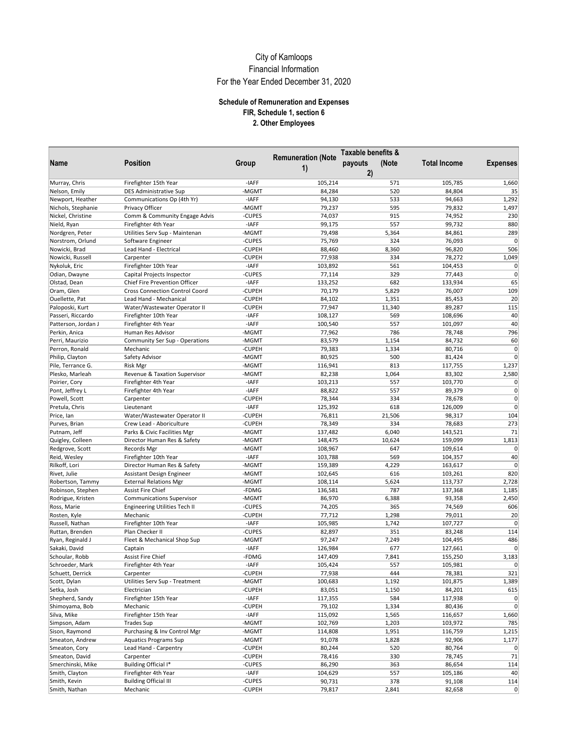# City of Kamloops
## Financial Information
## For the Year Ended December 31, 2020

### Schedule of Remuneration and Expenses
### FIR, Schedule 1, section 6
### 2. Other Employees

| Name | Position | Group | Remuneration (Note 1) | Taxable benefits & payouts (Note 2) | Total Income | Expenses |
|---|---|---|---|---|---|---|
| Murray, Chris | Firefighter 15th Year | -IAFF | 105,214 | 571 | 105,785 | 1,660 |
| Nelson, Emily | DES Administrative Sup | -MGMT | 84,284 | 520 | 84,804 | 35 |
| Newport, Heather | Communications Op (4th Yr) | -IAFF | 94,130 | 533 | 94,663 | 1,292 |
| Nichols, Stephanie | Privacy Officer | -MGMT | 79,237 | 595 | 79,832 | 1,497 |
| Nickel, Christine | Comm & Community Engage Advis | -CUPES | 74,037 | 915 | 74,952 | 230 |
| Nield, Ryan | Firefighter 4th Year | -IAFF | 99,175 | 557 | 99,732 | 880 |
| Nordgren, Peter | Utilities Serv Sup - Maintenan | -MGMT | 79,498 | 5,364 | 84,861 | 289 |
| Norstrom, Orlund | Software Engineer | -CUPES | 75,769 | 324 | 76,093 | 0 |
| Nowicki, Brad | Lead Hand - Electrical | -CUPEH | 88,460 | 8,360 | 96,820 | 506 |
| Nowicki, Russell | Carpenter | -CUPEH | 77,938 | 334 | 78,272 | 1,049 |
| Nykoluk, Eric | Firefighter 10th Year | -IAFF | 103,892 | 561 | 104,453 | 0 |
| Odian, Dwayne | Capital Projects Inspector | -CUPES | 77,114 | 329 | 77,443 | 0 |
| Olstad, Dean | Chief Fire Prevention Officer | -IAFF | 133,252 | 682 | 133,934 | 65 |
| Oram, Glen | Cross Connection Control Coord | -CUPEH | 70,179 | 5,829 | 76,007 | 109 |
| Ouellette, Pat | Lead Hand - Mechanical | -CUPEH | 84,102 | 1,351 | 85,453 | 20 |
| Paloposki, Kurt | Water/Wastewater Operator II | -CUPEH | 77,947 | 11,340 | 89,287 | 115 |
| Passeri, Riccardo | Firefighter 10th Year | -IAFF | 108,127 | 569 | 108,696 | 40 |
| Patterson, Jordan J | Firefighter 4th Year | -IAFF | 100,540 | 557 | 101,097 | 40 |
| Perkin, Anica | Human Res Advisor | -MGMT | 77,962 | 786 | 78,748 | 796 |
| Perri, Maurizio | Community Ser Sup - Operations | -MGMT | 83,579 | 1,154 | 84,732 | 60 |
| Perron, Ronald | Mechanic | -CUPEH | 79,383 | 1,334 | 80,716 | 0 |
| Philip, Clayton | Safety Advisor | -MGMT | 80,925 | 500 | 81,424 | 0 |
| Pile, Terrance G. | Risk Mgr | -MGMT | 116,941 | 813 | 117,755 | 1,237 |
| Plesko, Marleah | Revenue & Taxation Supervisor | -MGMT | 82,238 | 1,064 | 83,302 | 2,580 |
| Poirier, Cory | Firefighter 4th Year | -IAFF | 103,213 | 557 | 103,770 | 0 |
| Pont, Jeffrey L | Firefighter 4th Year | -IAFF | 88,822 | 557 | 89,379 | 0 |
| Powell, Scott | Carpenter | -CUPEH | 78,344 | 334 | 78,678 | 0 |
| Pretula, Chris | Lieutenant | -IAFF | 125,392 | 618 | 126,009 | 0 |
| Price, Ian | Water/Wastewater Operator II | -CUPEH | 76,811 | 21,506 | 98,317 | 104 |
| Purves, Brian | Crew Lead - Aboriculture | -CUPEH | 78,349 | 334 | 78,683 | 273 |
| Putnam, Jeff | Parks & Civic Facilities Mgr | -MGMT | 137,482 | 6,040 | 143,521 | 71 |
| Quigley, Colleen | Director Human Res & Safety | -MGMT | 148,475 | 10,624 | 159,099 | 1,813 |
| Redgrove, Scott | Records Mgr | -MGMT | 108,967 | 647 | 109,614 | 0 |
| Reid, Wesley | Firefighter 10th Year | -IAFF | 103,788 | 569 | 104,357 | 40 |
| Rilkoff, Lori | Director Human Res & Safety | -MGMT | 159,389 | 4,229 | 163,617 | 0 |
| Rivet, Julie | Assistant Design Engineer | -MGMT | 102,645 | 616 | 103,261 | 820 |
| Robertson, Tammy | External Relations Mgr | -MGMT | 108,114 | 5,624 | 113,737 | 2,728 |
| Robinson, Stephen | Assist Fire Chief | -FDMG | 136,581 | 787 | 137,368 | 1,185 |
| Rodrigue, Kristen | Communications Supervisor | -MGMT | 86,970 | 6,388 | 93,358 | 2,450 |
| Ross, Marie | Engineering Utilities Tech II | -CUPES | 74,205 | 365 | 74,569 | 606 |
| Rosten, Kyle | Mechanic | -CUPEH | 77,712 | 1,298 | 79,011 | 20 |
| Russell, Nathan | Firefighter 10th Year | -IAFF | 105,985 | 1,742 | 107,727 | 0 |
| Ruttan, Brenden | Plan Checker II | -CUPES | 82,897 | 351 | 83,248 | 114 |
| Ryan, Reginald J | Fleet & Mechanical Shop Sup | -MGMT | 97,247 | 7,249 | 104,495 | 486 |
| Sakaki, David | Captain | -IAFF | 126,984 | 677 | 127,661 | 0 |
| Schoular, Robb | Assist Fire Chief | -FDMG | 147,409 | 7,841 | 155,250 | 3,183 |
| Schroeder, Mark | Firefighter 4th Year | -IAFF | 105,424 | 557 | 105,981 | 0 |
| Schuett, Derrick | Carpenter | -CUPEH | 77,938 | 444 | 78,381 | 321 |
| Scott, Dylan | Utilities Serv Sup - Treatment | -MGMT | 100,683 | 1,192 | 101,875 | 1,389 |
| Setka, Josh | Electrician | -CUPEH | 83,051 | 1,150 | 84,201 | 615 |
| Shepherd, Sandy | Firefighter 15th Year | -IAFF | 117,355 | 584 | 117,938 | 0 |
| Shimoyama, Bob | Mechanic | -CUPEH | 79,102 | 1,334 | 80,436 | 0 |
| Silva, Mike | Firefighter 15th Year | -IAFF | 115,092 | 1,565 | 116,657 | 1,660 |
| Simpson, Adam | Trades Sup | -MGMT | 102,769 | 1,203 | 103,972 | 785 |
| Sison, Raymond | Purchasing & Inv Control Mgr | -MGMT | 114,808 | 1,951 | 116,759 | 1,215 |
| Smeaton, Andrew | Aquatics Programs Sup | -MGMT | 91,078 | 1,828 | 92,906 | 1,177 |
| Smeaton, Cory | Lead Hand - Carpentry | -CUPEH | 80,244 | 520 | 80,764 | 0 |
| Smeaton, David | Carpenter | -CUPEH | 78,416 | 330 | 78,745 | 71 |
| Smerchinski, Mike | Building Official I* | -CUPES | 86,290 | 363 | 86,654 | 114 |
| Smith, Clayton | Firefighter 4th Year | -IAFF | 104,629 | 557 | 105,186 | 40 |
| Smith, Kevin | Building Official III | -CUPES | 90,731 | 378 | 91,108 | 114 |
| Smith, Nathan | Mechanic | -CUPEH | 79,817 | 2,841 | 82,658 | 0 |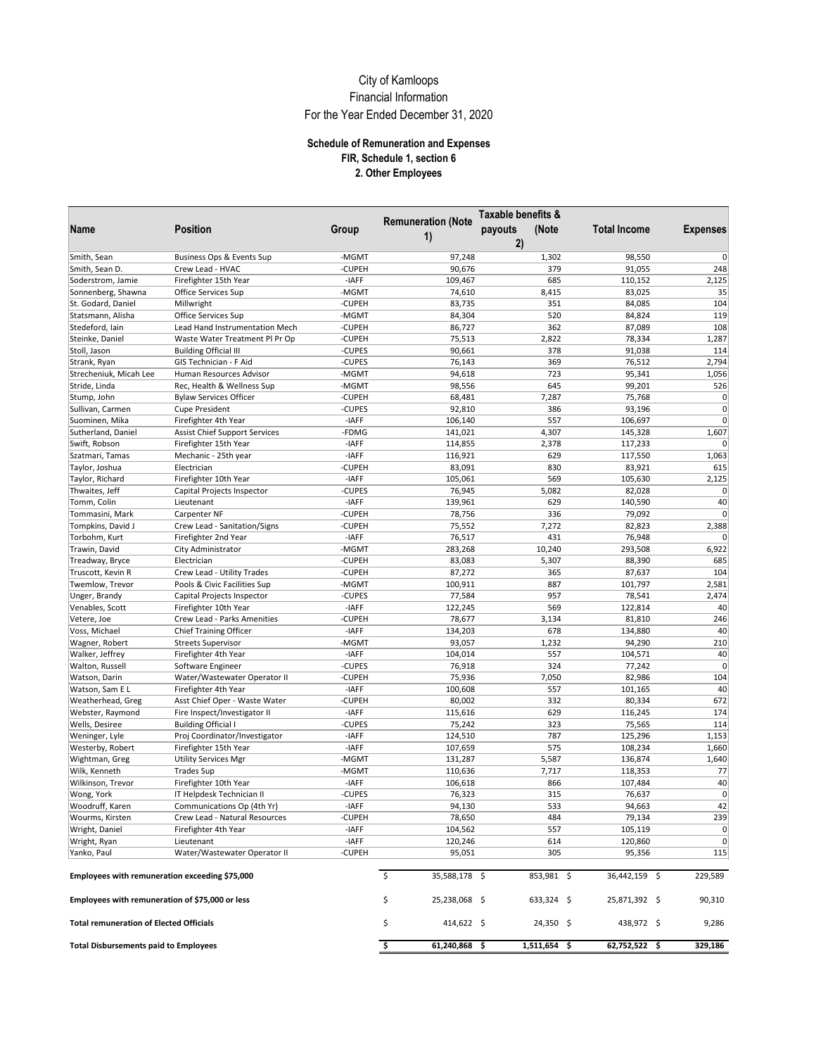# City of Kamloops
## Financial Information
## For the Year Ended December 31, 2020

### Schedule of Remuneration and Expenses
### FIR, Schedule 1, section 6
### 2. Other Employees

| Name | Position | Group | Remuneration (Note 1) | Taxable benefits & payouts (Note 2) | Total Income | Expenses |
|---|---|---|---|---|---|---|
| Smith, Sean | Business Ops & Events Sup | -MGMT | 97,248 | 1,302 | 98,550 | 0 |
| Smith, Sean D. | Crew Lead - HVAC | -CUPEH | 90,676 | 379 | 91,055 | 248 |
| Soderstrom, Jamie | Firefighter 15th Year | -IAFF | 109,467 | 685 | 110,152 | 2,125 |
| Sonnenberg, Shawna | Office Services Sup | -MGMT | 74,610 | 8,415 | 83,025 | 35 |
| St. Godard, Daniel | Millwright | -CUPEH | 83,735 | 351 | 84,085 | 104 |
| Statsmann, Alisha | Office Services Sup | -MGMT | 84,304 | 520 | 84,824 | 119 |
| Stedeford, Iain | Lead Hand Instrumentation Mech | -CUPEH | 86,727 | 362 | 87,089 | 108 |
| Steinke, Daniel | Waste Water Treatment Pl Pr Op | -CUPEH | 75,513 | 2,822 | 78,334 | 1,287 |
| Stoll, Jason | Building Official III | -CUPES | 90,661 | 378 | 91,038 | 114 |
| Strank, Ryan | GIS Technician - F Aid | -CUPES | 76,143 | 369 | 76,512 | 2,794 |
| Strecheniuk, Micah Lee | Human Resources Advisor | -MGMT | 94,618 | 723 | 95,341 | 1,056 |
| Stride, Linda | Rec, Health & Wellness Sup | -MGMT | 98,556 | 645 | 99,201 | 526 |
| Stump, John | Bylaw Services Officer | -CUPEH | 68,481 | 7,287 | 75,768 | 0 |
| Sullivan, Carmen | Cupe President | -CUPES | 92,810 | 386 | 93,196 | 0 |
| Suominen, Mika | Firefighter 4th Year | -IAFF | 106,140 | 557 | 106,697 | 0 |
| Sutherland, Daniel | Assist Chief Support Services | -FDMG | 141,021 | 4,307 | 145,328 | 1,607 |
| Swift, Robson | Firefighter 15th Year | -IAFF | 114,855 | 2,378 | 117,233 | 0 |
| Szatmari, Tamas | Mechanic - 25th year | -IAFF | 116,921 | 629 | 117,550 | 1,063 |
| Taylor, Joshua | Electrician | -CUPEH | 83,091 | 830 | 83,921 | 615 |
| Taylor, Richard | Firefighter 10th Year | -IAFF | 105,061 | 569 | 105,630 | 2,125 |
| Thwaites, Jeff | Capital Projects Inspector | -CUPES | 76,945 | 5,082 | 82,028 | 0 |
| Tomm, Colin | Lieutenant | -IAFF | 139,961 | 629 | 140,590 | 40 |
| Tommasini, Mark | Carpenter NF | -CUPEH | 78,756 | 336 | 79,092 | 0 |
| Tompkins, David J | Crew Lead - Sanitation/Signs | -CUPEH | 75,552 | 7,272 | 82,823 | 2,388 |
| Torbohm, Kurt | Firefighter 2nd Year | -IAFF | 76,517 | 431 | 76,948 | 0 |
| Trawin, David | City Administrator | -MGMT | 283,268 | 10,240 | 293,508 | 6,922 |
| Treadway, Bryce | Electrician | -CUPEH | 83,083 | 5,307 | 88,390 | 685 |
| Truscott, Kevin R | Crew Lead - Utility Trades | -CUPEH | 87,272 | 365 | 87,637 | 104 |
| Twemlow, Trevor | Pools & Civic Facilities Sup | -MGMT | 100,911 | 887 | 101,797 | 2,581 |
| Unger, Brandy | Capital Projects Inspector | -CUPES | 77,584 | 957 | 78,541 | 2,474 |
| Venables, Scott | Firefighter 10th Year | -IAFF | 122,245 | 569 | 122,814 | 40 |
| Vetere, Joe | Crew Lead - Parks Amenities | -CUPEH | 78,677 | 3,134 | 81,810 | 246 |
| Voss, Michael | Chief Training Officer | -IAFF | 134,203 | 678 | 134,880 | 40 |
| Wagner, Robert | Streets Supervisor | -MGMT | 93,057 | 1,232 | 94,290 | 210 |
| Walker, Jeffrey | Firefighter 4th Year | -IAFF | 104,014 | 557 | 104,571 | 40 |
| Walton, Russell | Software Engineer | -CUPES | 76,918 | 324 | 77,242 | 0 |
| Watson, Darin | Water/Wastewater Operator II | -CUPEH | 75,936 | 7,050 | 82,986 | 104 |
| Watson, Sam E L | Firefighter 4th Year | -IAFF | 100,608 | 557 | 101,165 | 40 |
| Weatherhead, Greg | Asst Chief Oper - Waste Water | -CUPEH | 80,002 | 332 | 80,334 | 672 |
| Webster, Raymond | Fire Inspect/Investigator II | -IAFF | 115,616 | 629 | 116,245 | 174 |
| Wells, Desiree | Building Official I | -CUPES | 75,242 | 323 | 75,565 | 114 |
| Weninger, Lyle | Proj Coordinator/Investigator | -IAFF | 124,510 | 787 | 125,296 | 1,153 |
| Westerby, Robert | Firefighter 15th Year | -IAFF | 107,659 | 575 | 108,234 | 1,660 |
| Wightman, Greg | Utility Services Mgr | -MGMT | 131,287 | 5,587 | 136,874 | 1,640 |
| Wilk, Kenneth | Trades Sup | -MGMT | 110,636 | 7,717 | 118,353 | 77 |
| Wilkinson, Trevor | Firefighter 10th Year | -IAFF | 106,618 | 866 | 107,484 | 40 |
| Wong, York | IT Helpdesk Technician II | -CUPES | 76,323 | 315 | 76,637 | 0 |
| Woodruff, Karen | Communications Op (4th Yr) | -IAFF | 94,130 | 533 | 94,663 | 42 |
| Wourms, Kirsten | Crew Lead - Natural Resources | -CUPEH | 78,650 | 484 | 79,134 | 239 |
| Wright, Daniel | Firefighter 4th Year | -IAFF | 104,562 | 557 | 105,119 | 0 |
| Wright, Ryan | Lieutenant | -IAFF | 120,246 | 614 | 120,860 | 0 |
| Yanko, Paul | Water/Wastewater Operator II | -CUPEH | 95,051 | 305 | 95,356 | 115 |
| **Employees with remuneration exceeding $75,000** | | | $ 35,588,178 | $ 853,981 | $ 36,442,159 | $ 229,589 |
| **Employees with remuneration of $75,000 or less** | | | $ 25,238,068 | $ 633,324 | $ 25,871,392 | $ 90,310 |
| **Total remuneration of Elected Officials** | | | $ 414,622 | $ 24,350 | $ 438,972 | $ 9,286 |
| **Total Disbursements paid to Employees** | | | **$ 61,240,868** | **$ 1,511,654** | **$ 62,752,522** | **$ 329,186** |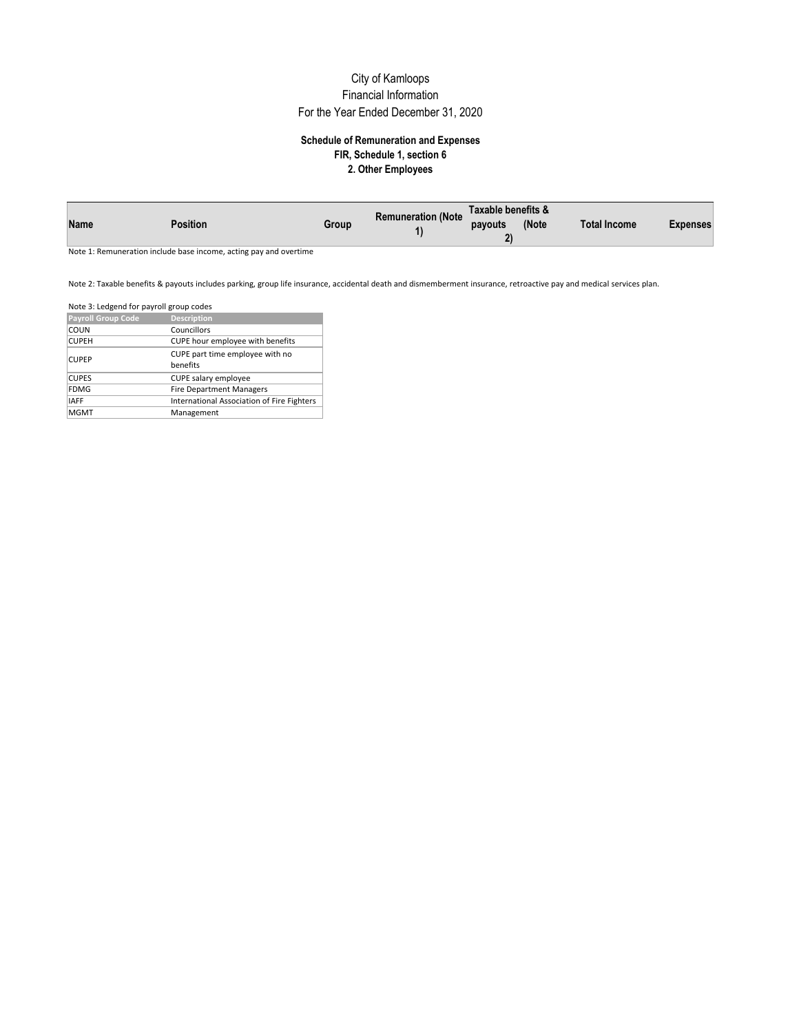City of Kamloops

Financial Information

For the Year Ended December 31, 2020

**Schedule of Remuneration and Expenses**

**FIR, Schedule 1, section 6**

**2. Other Employees**

| Name | Position | Group | Remuneration (Note 1) | Taxable benefits & payouts (Note 2) | Total Income | Expenses |
|---|---|---|---|---|---|---|

Note 1: Remuneration include base income, acting pay and overtime

Note 2: Taxable benefits & payouts includes parking, group life insurance, accidental death and dismemberment insurance, retroactive pay and medical services plan.

Note 3: Ledgend for payroll group codes

| Payroll Group Code | Description |
|---|---|
| COUN | Councillors |
| CUPEH | CUPE hour employee with benefits |
| CUPEP | CUPE part time employee with no benefits |
| CUPES | CUPE salary employee |
| FDMG | Fire Department Managers |
| IAFF | International Association of Fire Fighters |
| MGMT | Management |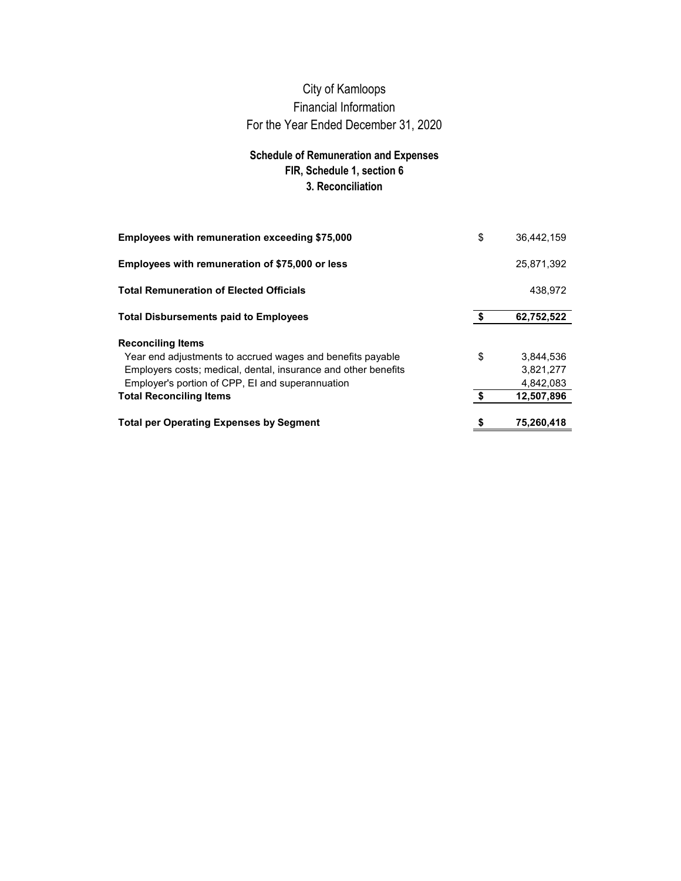# City of Kamloops
## Financial Information
## For the Year Ended December 31, 2020

### Schedule of Remuneration and Expenses
### FIR, Schedule 1, section 6
### 3. Reconciliation

| | | |
|---|---|---|
| **Employees with remuneration exceeding $75,000** | $ | 36,442,159 |
| **Employees with remuneration of $75,000 or less** | | 25,871,392 |
| **Total Remuneration of Elected Officials** | | 438,972 |
| **Total Disbursements paid to Employees** | **$** | **62,752,522** |
| **Reconciling Items** | | |
| Year end adjustments to accrued wages and benefits payable | $ | 3,844,536 |
| Employers costs; medical, dental, insurance and other benefits | | 3,821,277 |
| Employer's portion of CPP, EI and superannuation | | 4,842,083 |
| **Total Reconciling Items** | **$** | **12,507,896** |
| **Total per Operating Expenses by Segment** | **$** | **75,260,418** |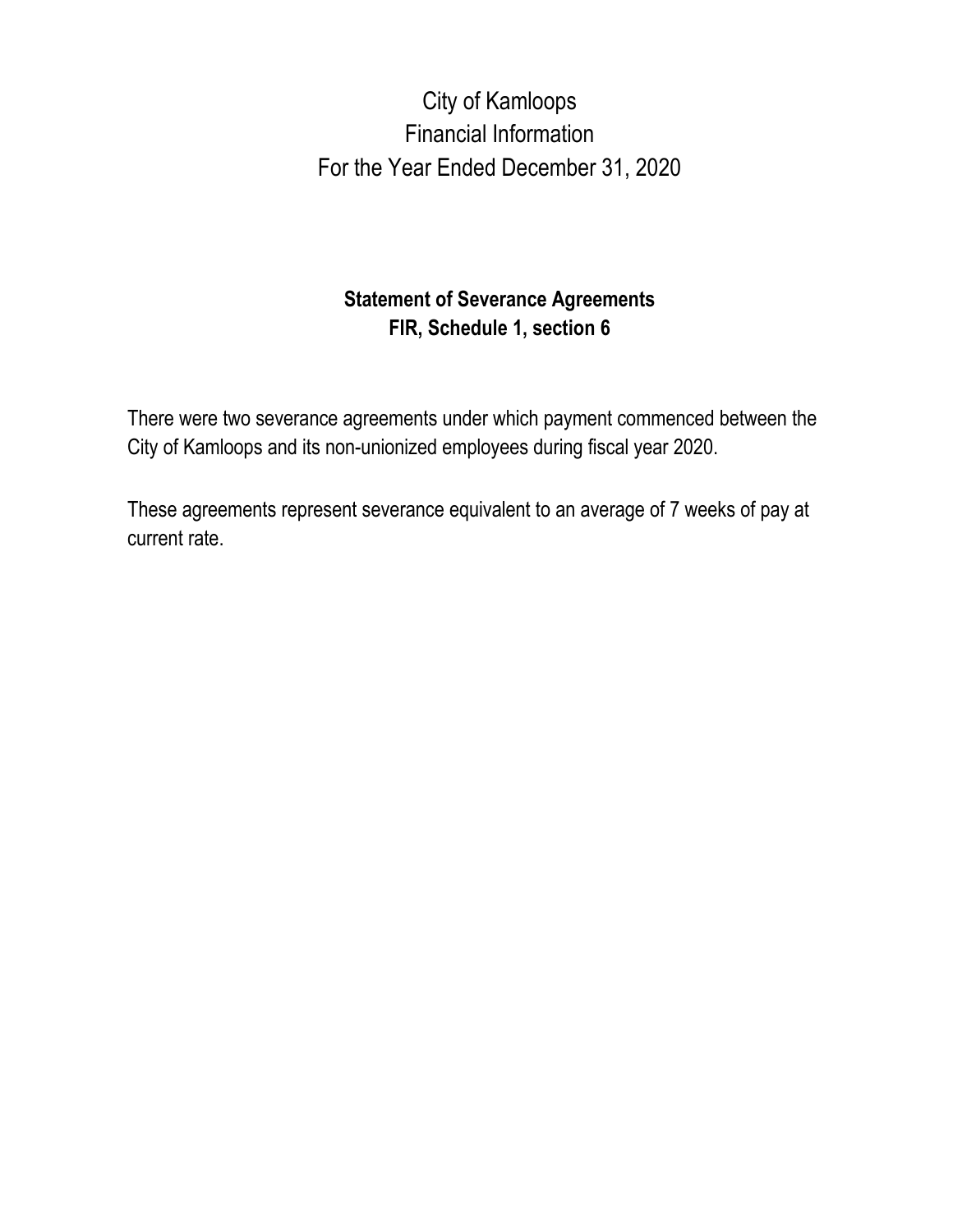# City of Kamloops
# Financial Information
# For the Year Ended December 31, 2020

## Statement of Severance Agreements
## FIR, Schedule 1, section 6

There were two severance agreements under which payment commenced between the City of Kamloops and its non-unionized employees during fiscal year 2020.

These agreements represent severance equivalent to an average of 7 weeks of pay at current rate.